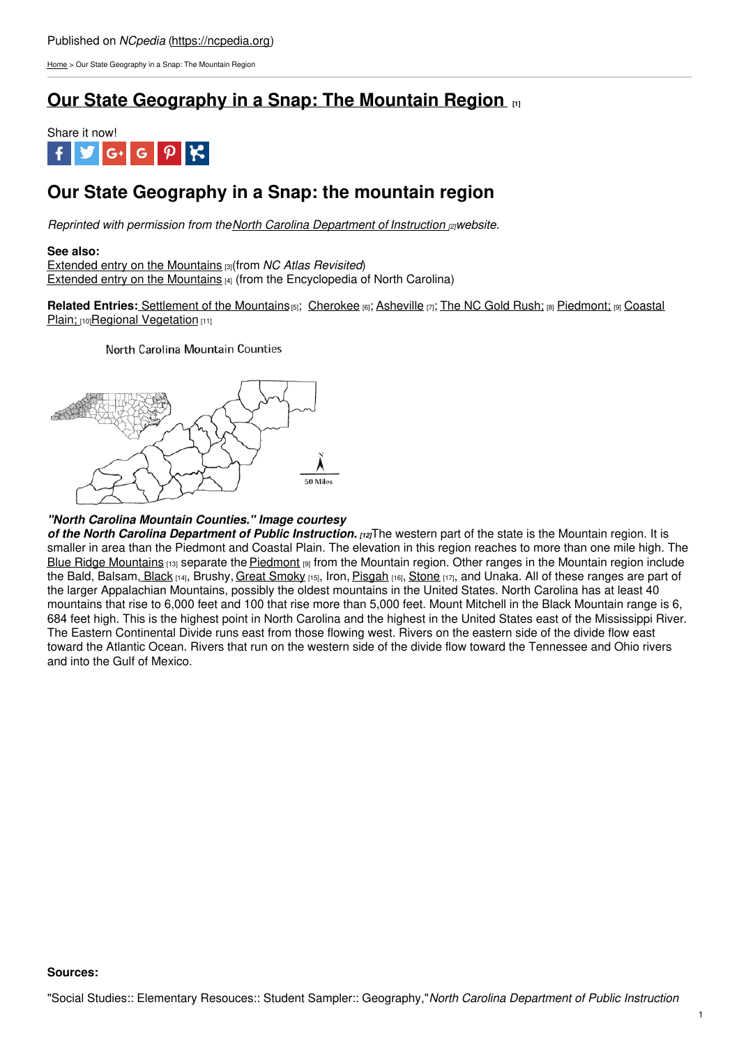Published on NCpedia (https://ncpedia.org)

Home > Our State Geography in a Snap: The Mountain Region

# Our State Geography in a Snap: The Mountain Region [1]

Share it now!

## Our State Geography in a Snap: the mountain region

*Reprinted with permission from the North Carolina Department of Instruction [2] website.*

**See also:**
Extended entry on the Mountains [3] (from *NC Atlas Revisited*)
Extended entry on the Mountains [4] (from the Encyclopedia of North Carolina)

**Related Entries:** Settlement of the Mountains [5]; Cherokee [6]; Asheville [7]; The NC Gold Rush; [8] Piedmont; [9] Coastal Plain; [10] Regional Vegetation [11]

North Carolina Mountain Counties

***"North Carolina Mountain Counties." Image courtesy of the North Carolina Department of Public Instruction.*** [12]

The western part of the state is the Mountain region. It is smaller in area than the Piedmont and Coastal Plain. The elevation in this region reaches to more than one mile high. The Blue Ridge Mountains [13] separate the Piedmont [9] from the Mountain region. Other ranges in the Mountain region include the Bald, Balsam, Black [14], Brushy, Great Smoky [15], Iron, Pisgah [16], Stone [17], and Unaka. All of these ranges are part of the larger Appalachian Mountains, possibly the oldest mountains in the United States. North Carolina has at least 40 mountains that rise to 6,000 feet and 100 that rise more than 5,000 feet. Mount Mitchell in the Black Mountain range is 6, 684 feet high. This is the highest point in North Carolina and the highest in the United States east of the Mississippi River. The Eastern Continental Divide runs east from those flowing west. Rivers on the eastern side of the divide flow east toward the Atlantic Ocean. Rivers that run on the western side of the divide flow toward the Tennessee and Ohio rivers and into the Gulf of Mexico.

**Sources:**

"Social Studies:: Elementary Resouces:: Student Sampler:: Geography," *North Carolina Department of Public Instruction*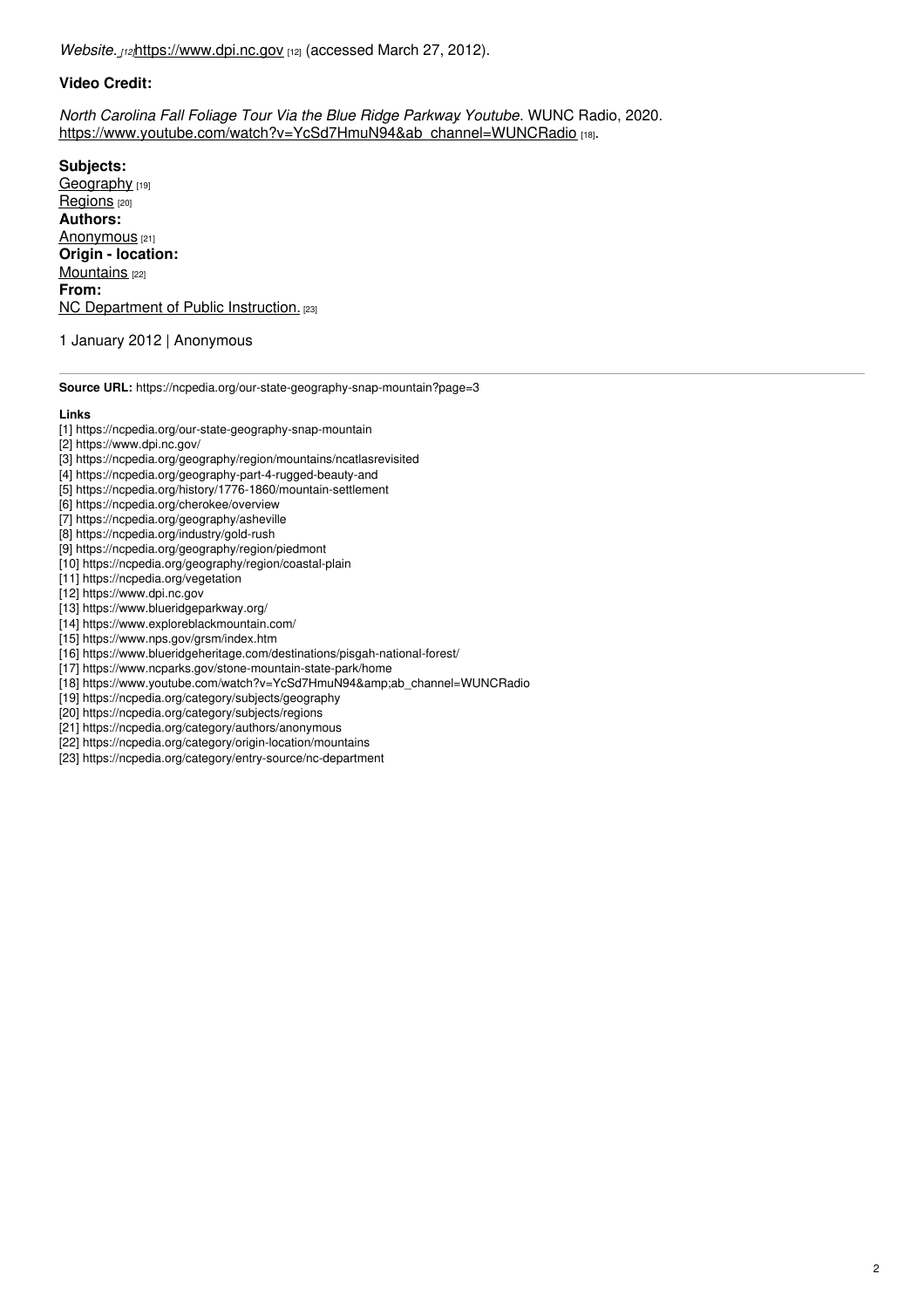*Website.* [12]https://www.dpi.nc.gov [12] (accessed March 27, 2012).

**Video Credit:**

*North Carolina Fall Foliage Tour Via the Blue Ridge Parkway*. *Youtube*. WUNC Radio, 2020. https://www.youtube.com/watch?v=YcSd7HmuN94&ab_channel=WUNCRadio [18].

**Subjects:**
Geography [19]
Regions [20]
**Authors:**
Anonymous [21]
**Origin - location:**
Mountains [22]
**From:**
NC Department of Public Instruction. [23]

1 January 2012 | Anonymous

---

**Source URL:** https://ncpedia.org/our-state-geography-snap-mountain?page=3

**Links**

[1] https://ncpedia.org/our-state-geography-snap-mountain
[2] https://www.dpi.nc.gov/
[3] https://ncpedia.org/geography/region/mountains/ncatlasrevisited
[4] https://ncpedia.org/geography-part-4-rugged-beauty-and
[5] https://ncpedia.org/history/1776-1860/mountain-settlement
[6] https://ncpedia.org/cherokee/overview
[7] https://ncpedia.org/geography/asheville
[8] https://ncpedia.org/industry/gold-rush
[9] https://ncpedia.org/geography/region/piedmont
[10] https://ncpedia.org/geography/region/coastal-plain
[11] https://ncpedia.org/vegetation
[12] https://www.dpi.nc.gov
[13] https://www.blueridgeparkway.org/
[14] https://www.exploreblackmountain.com/
[15] https://www.nps.gov/grsm/index.htm
[16] https://www.blueridgeheritage.com/destinations/pisgah-national-forest/
[17] https://www.ncparks.gov/stone-mountain-state-park/home
[18] https://www.youtube.com/watch?v=YcSd7HmuN94&amp;ab_channel=WUNCRadio
[19] https://ncpedia.org/category/subjects/geography
[20] https://ncpedia.org/category/subjects/regions
[21] https://ncpedia.org/category/authors/anonymous
[22] https://ncpedia.org/category/origin-location/mountains
[23] https://ncpedia.org/category/entry-source/nc-department